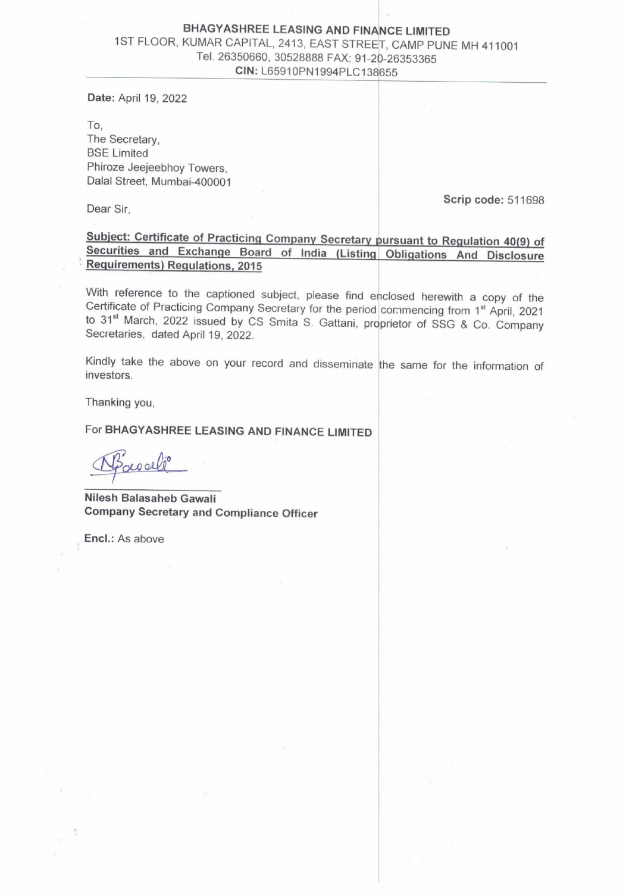**BHAGYASHREE LEASING AND FINANCE LIMITED**
1ST FLOOR, KUMAR CAPITAL, 2413, EAST STREET, CAMP PUNE MH 411001
Tel. 26350660, 30528888 FAX: 91-20-26353365
**CIN:** L65910PN1994PLC138655

**Date:** April 19, 2022

To,
The Secretary,
BSE Limited
Phiroze Jeejeebhoy Towers,
Dalal Street, Mumbai-400001

**Scrip code:** 511698

Dear Sir,

**Subject: Certificate of Practicing Company Secretary pursuant to Regulation 40(9) of Securities and Exchange Board of India (Listing Obligations And Disclosure Requirements) Regulations, 2015**

With reference to the captioned subject, please find enclosed herewith a copy of the Certificate of Practicing Company Secretary for the period commencing from 1st April, 2021 to 31st March, 2022 issued by CS Smita S. Gattani, proprietor of SSG & Co. Company Secretaries, dated April 19, 2022.

Kindly take the above on your record and disseminate the same for the information of investors.

Thanking you,

For **BHAGYASHREE LEASING AND FINANCE LIMITED**

**Nilesh Balasaheb Gawali**
**Company Secretary and Compliance Officer**

**Encl.:** As above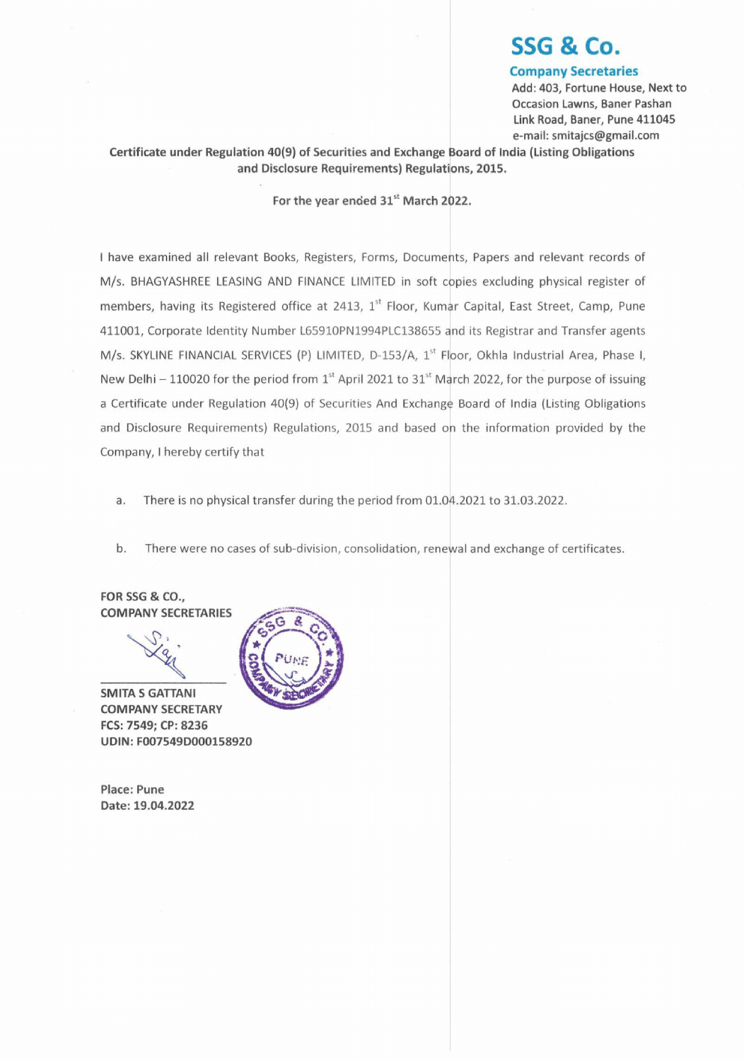# SSG & Co.

**Company Secretaries**

Add: 403, Fortune House, Next to Occasion Lawns, Baner Pashan Link Road, Baner, Pune 411045
e-mail: smitajcs@gmail.com

**Certificate under Regulation 40(9) of Securities and Exchange Board of India (Listing Obligations and Disclosure Requirements) Regulations, 2015.**

**For the year ended 31st March 2022.**

I have examined all relevant Books, Registers, Forms, Documents, Papers and relevant records of M/s. BHAGYASHREE LEASING AND FINANCE LIMITED in soft copies excluding physical register of members, having its Registered office at 2413, 1st Floor, Kumar Capital, East Street, Camp, Pune 411001, Corporate Identity Number L65910PN1994PLC138655 and its Registrar and Transfer agents M/s. SKYLINE FINANCIAL SERVICES (P) LIMITED, D-153/A, 1st Floor, Okhla Industrial Area, Phase I, New Delhi – 110020 for the period from 1st April 2021 to 31st March 2022, for the purpose of issuing a Certificate under Regulation 40(9) of Securities And Exchange Board of India (Listing Obligations and Disclosure Requirements) Regulations, 2015 and based on the information provided by the Company, I hereby certify that

a. There is no physical transfer during the period from 01.04.2021 to 31.03.2022.

b. There were no cases of sub-division, consolidation, renewal and exchange of certificates.

**FOR SSG & CO.,**
**COMPANY SECRETARIES**

**SMITA S GATTANI**
**COMPANY SECRETARY**
**FCS: 7549; CP: 8236**
**UDIN: F007549D000158920**

Place: Pune
Date: 19.04.2022